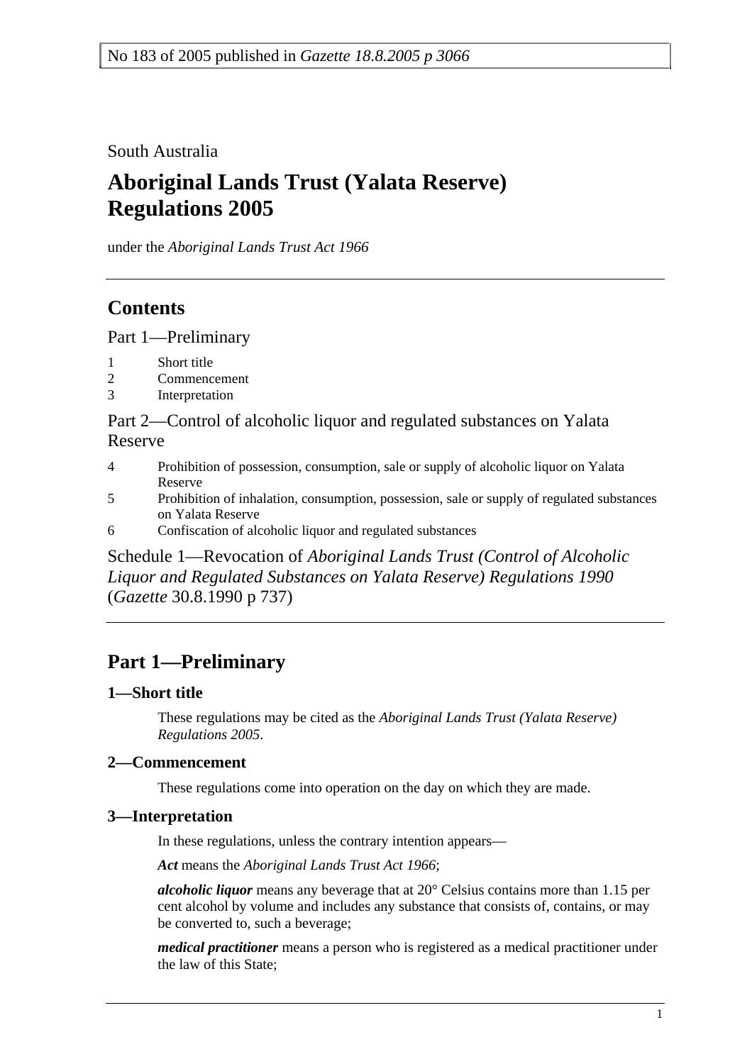No 183 of 2005 published in *Gazette 18.8.2005 p 3066*

South Australia

# Aboriginal Lands Trust (Yalata Reserve) Regulations 2005

under the *Aboriginal Lands Trust Act 1966*

## Contents

Part 1—Preliminary

1 Short title
2 Commencement
3 Interpretation

Part 2—Control of alcoholic liquor and regulated substances on Yalata Reserve

4 Prohibition of possession, consumption, sale or supply of alcoholic liquor on Yalata Reserve
5 Prohibition of inhalation, consumption, possession, sale or supply of regulated substances on Yalata Reserve
6 Confiscation of alcoholic liquor and regulated substances

Schedule 1—Revocation of *Aboriginal Lands Trust (Control of Alcoholic Liquor and Regulated Substances on Yalata Reserve) Regulations 1990* (*Gazette* 30.8.1990 p 737)

## Part 1—Preliminary

### 1—Short title

These regulations may be cited as the *Aboriginal Lands Trust (Yalata Reserve) Regulations 2005*.

### 2—Commencement

These regulations come into operation on the day on which they are made.

### 3—Interpretation

In these regulations, unless the contrary intention appears—

***Act*** means the *Aboriginal Lands Trust Act 1966*;

***alcoholic liquor*** means any beverage that at 20° Celsius contains more than 1.15 per cent alcohol by volume and includes any substance that consists of, contains, or may be converted to, such a beverage;

***medical practitioner*** means a person who is registered as a medical practitioner under the law of this State;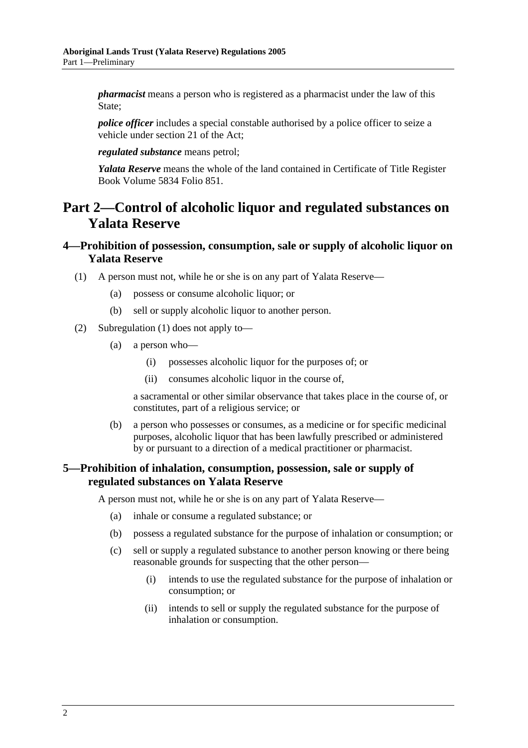***pharmacist*** means a person who is registered as a pharmacist under the law of this State;

***police officer*** includes a special constable authorised by a police officer to seize a vehicle under section 21 of the Act;

***regulated substance*** means petrol;

***Yalata Reserve*** means the whole of the land contained in Certificate of Title Register Book Volume 5834 Folio 851.

# Part 2—Control of alcoholic liquor and regulated substances on Yalata Reserve

## 4—Prohibition of possession, consumption, sale or supply of alcoholic liquor on Yalata Reserve

(1) A person must not, while he or she is on any part of Yalata Reserve—

(a) possess or consume alcoholic liquor; or

(b) sell or supply alcoholic liquor to another person.

(2) Subregulation (1) does not apply to—

(a) a person who—

(i) possesses alcoholic liquor for the purposes of; or

(ii) consumes alcoholic liquor in the course of,

a sacramental or other similar observance that takes place in the course of, or constitutes, part of a religious service; or

(b) a person who possesses or consumes, as a medicine or for specific medicinal purposes, alcoholic liquor that has been lawfully prescribed or administered by or pursuant to a direction of a medical practitioner or pharmacist.

## 5—Prohibition of inhalation, consumption, possession, sale or supply of regulated substances on Yalata Reserve

A person must not, while he or she is on any part of Yalata Reserve—

(a) inhale or consume a regulated substance; or

(b) possess a regulated substance for the purpose of inhalation or consumption; or

(c) sell or supply a regulated substance to another person knowing or there being reasonable grounds for suspecting that the other person—

(i) intends to use the regulated substance for the purpose of inhalation or consumption; or

(ii) intends to sell or supply the regulated substance for the purpose of inhalation or consumption.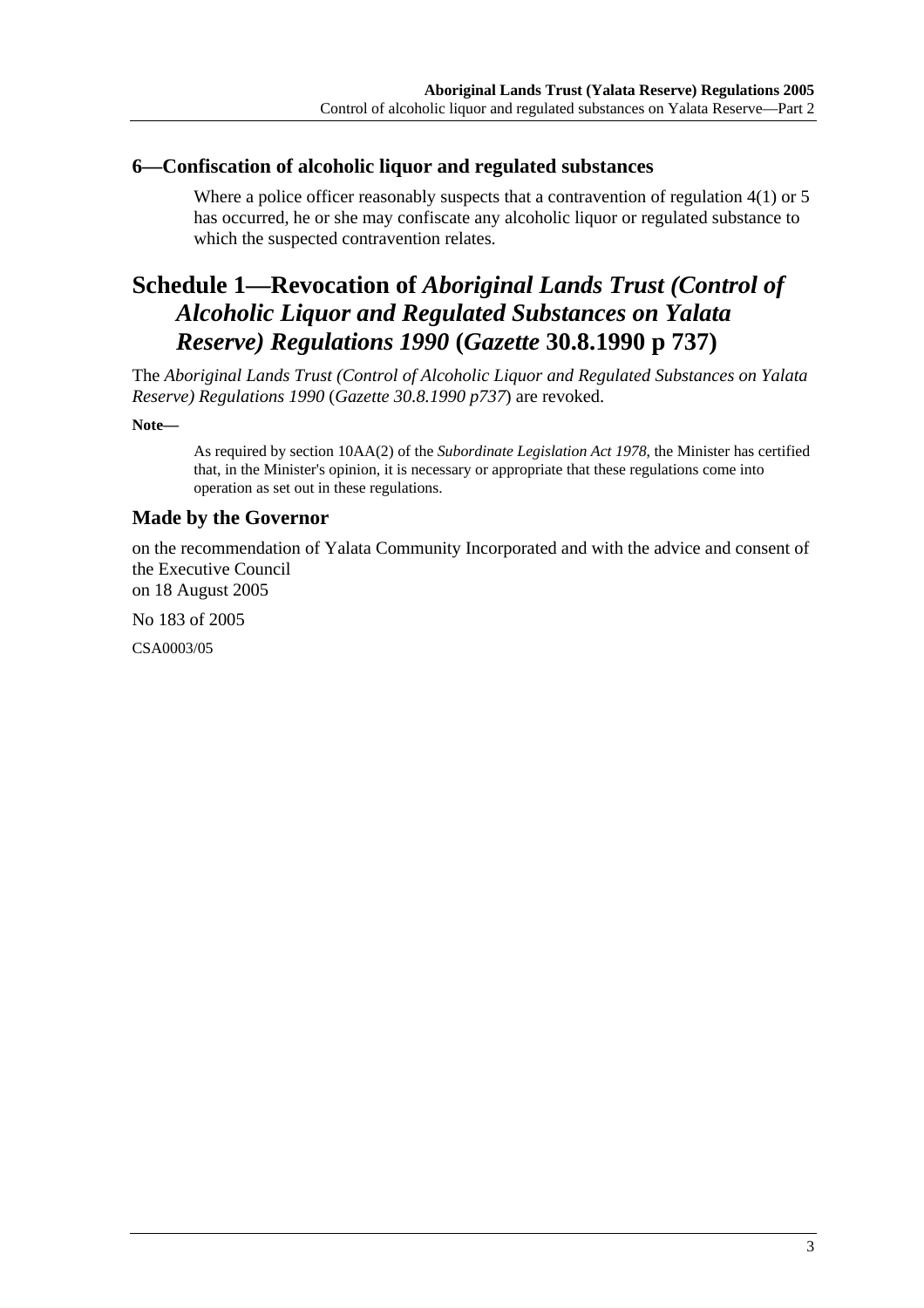### 6—Confiscation of alcoholic liquor and regulated substances

Where a police officer reasonably suspects that a contravention of regulation 4(1) or 5 has occurred, he or she may confiscate any alcoholic liquor or regulated substance to which the suspected contravention relates.

## Schedule 1—Revocation of *Aboriginal Lands Trust (Control of Alcoholic Liquor and Regulated Substances on Yalata Reserve) Regulations 1990* (*Gazette* 30.8.1990 p 737)

The *Aboriginal Lands Trust (Control of Alcoholic Liquor and Regulated Substances on Yalata Reserve) Regulations 1990* (*Gazette 30.8.1990 p737*) are revoked.

**Note—**

As required by section 10AA(2) of the *Subordinate Legislation Act 1978*, the Minister has certified that, in the Minister's opinion, it is necessary or appropriate that these regulations come into operation as set out in these regulations.

### Made by the Governor

on the recommendation of Yalata Community Incorporated and with the advice and consent of the Executive Council
on 18 August 2005

No 183 of 2005

CSA0003/05